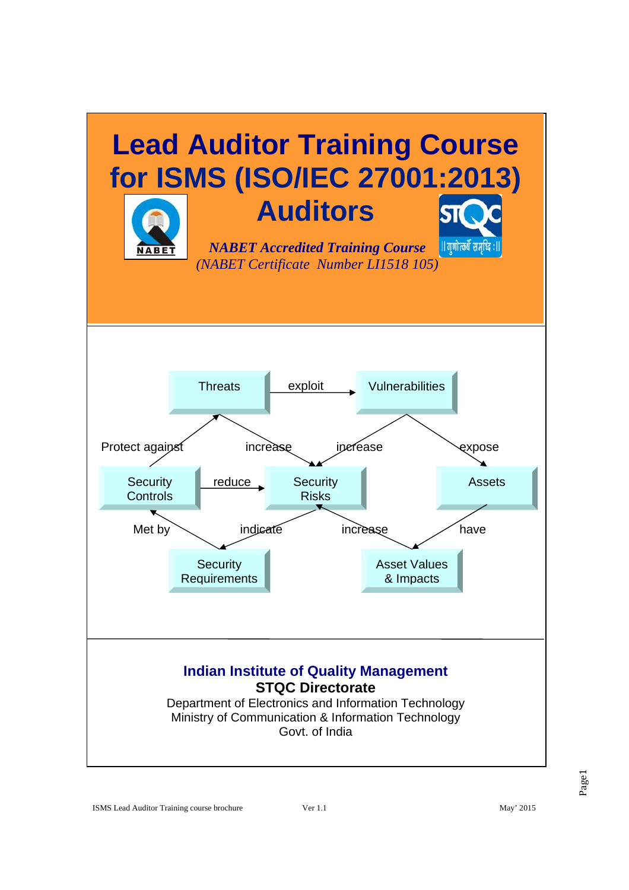# Lead Auditor Training Course for ISMS (ISO/IEC 27001:2013) Auditors

***NABET Accredited Training Course***

*(NABET Certificate Number LI1518 105)*

Threats — exploit → Vulnerabilities

Protect against · increase · increase · expose

Security Controls — reduce → Security Risks · Assets

Met by · indicate · increase · have

Security Requirements · Asset Values & Impacts

**Indian Institute of Quality Management**

**STQC Directorate**

Department of Electronics and Information Technology
Ministry of Communication & Information Technology
Govt. of India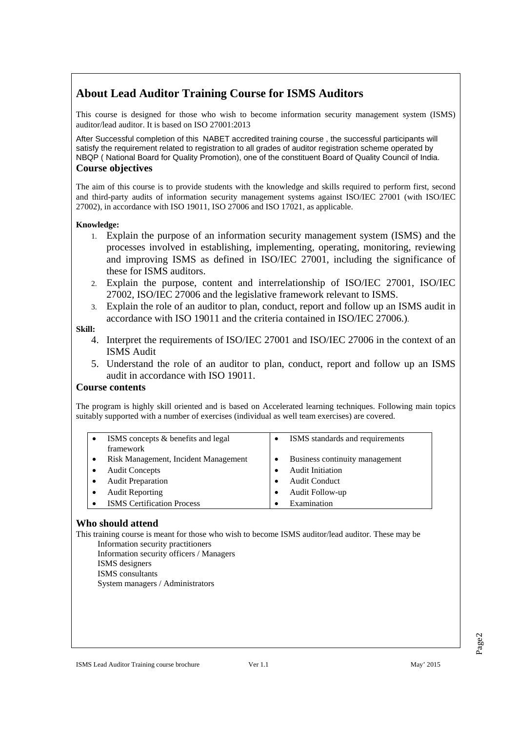# About Lead Auditor Training Course for ISMS Auditors

This course is designed for those who wish to become information security management system (ISMS) auditor/lead auditor. It is based on ISO 27001:2013

After Successful completion of this NABET accredited training course , the successful participants will satisfy the requirement related to registration to all grades of auditor registration scheme operated by NBQP ( National Board for Quality Promotion), one of the constituent Board of Quality Council of India.

## Course objectives

The aim of this course is to provide students with the knowledge and skills required to perform first, second and third-party audits of information security management systems against ISO/IEC 27001 (with ISO/IEC 27002), in accordance with ISO 19011, ISO 27006 and ISO 17021, as applicable.

**Knowledge:**

1. Explain the purpose of an information security management system (ISMS) and the processes involved in establishing, implementing, operating, monitoring, reviewing and improving ISMS as defined in ISO/IEC 27001, including the significance of these for ISMS auditors.
2. Explain the purpose, content and interrelationship of ISO/IEC 27001, ISO/IEC 27002, ISO/IEC 27006 and the legislative framework relevant to ISMS.
3. Explain the role of an auditor to plan, conduct, report and follow up an ISMS audit in accordance with ISO 19011 and the criteria contained in ISO/IEC 27006.).

**Skill:**

4. Interpret the requirements of ISO/IEC 27001 and ISO/IEC 27006 in the context of an ISMS Audit
5. Understand the role of an auditor to plan, conduct, report and follow up an ISMS audit in accordance with ISO 19011.

## Course contents

The program is highly skill oriented and is based on Accelerated learning techniques. Following main topics suitably supported with a number of exercises (individual as well team exercises) are covered.

| | |
|---|---|
| • ISMS concepts & benefits and legal framework | • ISMS standards and requirements |
| • Risk Management, Incident Management | • Business continuity management |
| • Audit Concepts | • Audit Initiation |
| • Audit Preparation | • Audit Conduct |
| • Audit Reporting | • Audit Follow-up |
| • ISMS Certification Process | • Examination |

## Who should attend

This training course is meant for those who wish to become ISMS auditor/lead auditor. These may be

Information security practitioners
Information security officers / Managers
ISMS designers
ISMS consultants
System managers / Administrators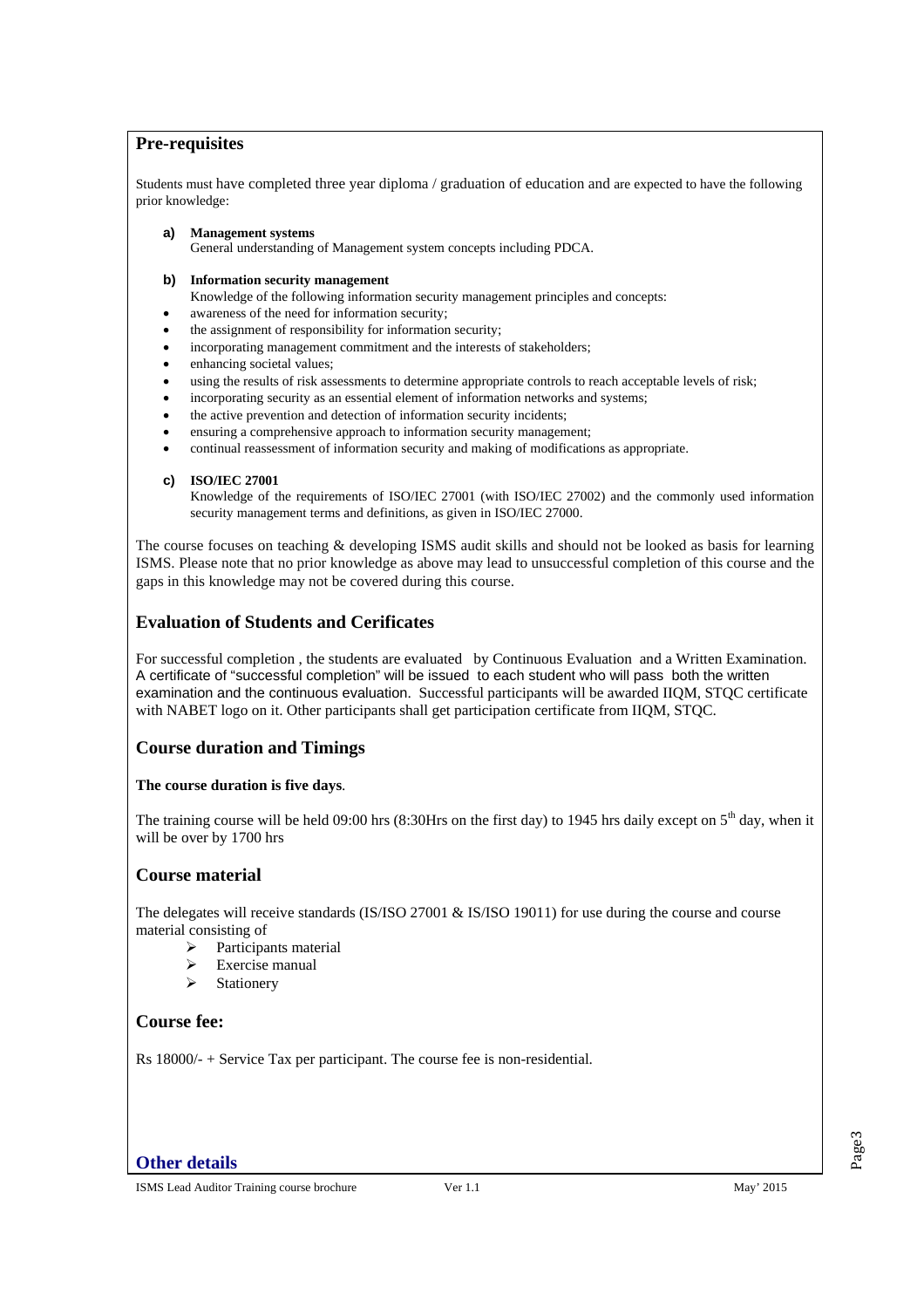## Pre-requisites

Students must have completed three year diploma / graduation of education and are expected to have the following prior knowledge:

**a) Management systems**
General understanding of Management system concepts including PDCA.

**b) Information security management**
Knowledge of the following information security management principles and concepts:

- awareness of the need for information security;
- the assignment of responsibility for information security;
- incorporating management commitment and the interests of stakeholders;
- enhancing societal values;
- using the results of risk assessments to determine appropriate controls to reach acceptable levels of risk;
- incorporating security as an essential element of information networks and systems;
- the active prevention and detection of information security incidents;
- ensuring a comprehensive approach to information security management;
- continual reassessment of information security and making of modifications as appropriate.

**c) ISO/IEC 27001**
Knowledge of the requirements of ISO/IEC 27001 (with ISO/IEC 27002) and the commonly used information security management terms and definitions, as given in ISO/IEC 27000.

The course focuses on teaching & developing ISMS audit skills and should not be looked as basis for learning ISMS. Please note that no prior knowledge as above may lead to unsuccessful completion of this course and the gaps in this knowledge may not be covered during this course.

## Evaluation of Students and Cerificates

For successful completion , the students are evaluated by Continuous Evaluation and a Written Examination. A certificate of "successful completion" will be issued to each student who will pass both the written examination and the continuous evaluation. Successful participants will be awarded IIQM, STQC certificate with NABET logo on it. Other participants shall get participation certificate from IIQM, STQC.

## Course duration and Timings

**The course duration is five days**.

The training course will be held 09:00 hrs (8:30Hrs on the first day) to 1945 hrs daily except on 5th day, when it will be over by 1700 hrs

## Course material

The delegates will receive standards (IS/ISO 27001 & IS/ISO 19011) for use during the course and course material consisting of

- Participants material
- Exercise manual
- Stationery

## Course fee:

Rs 18000/- + Service Tax per participant. The course fee is non-residential.

## Other details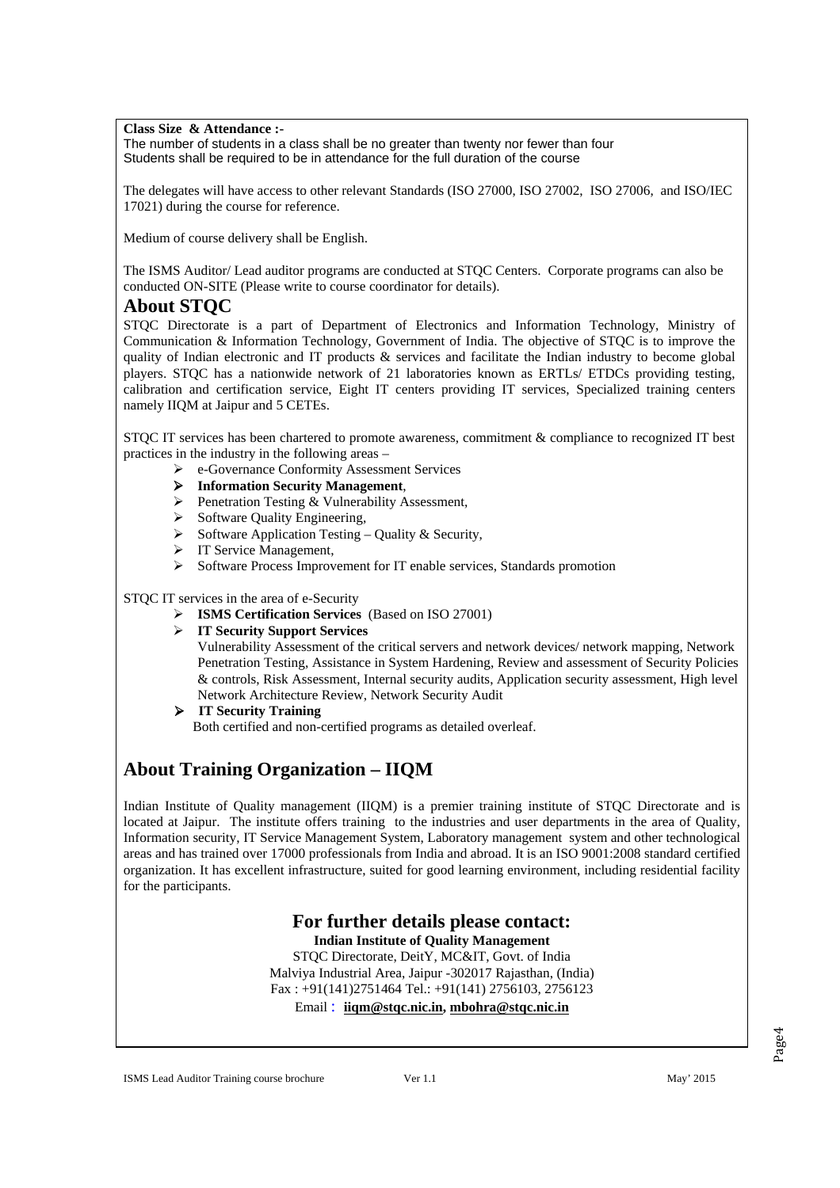**Class Size & Attendance :-**

The number of students in a class shall be no greater than twenty nor fewer than four
Students shall be required to be in attendance for the full duration of the course

The delegates will have access to other relevant Standards (ISO 27000, ISO 27002, ISO 27006, and ISO/IEC 17021) during the course for reference.

Medium of course delivery shall be English.

The ISMS Auditor/ Lead auditor programs are conducted at STQC Centers. Corporate programs can also be conducted ON-SITE (Please write to course coordinator for details).

## About STQC

STQC Directorate is a part of Department of Electronics and Information Technology, Ministry of Communication & Information Technology, Government of India. The objective of STQC is to improve the quality of Indian electronic and IT products & services and facilitate the Indian industry to become global players. STQC has a nationwide network of 21 laboratories known as ERTLs/ ETDCs providing testing, calibration and certification service, Eight IT centers providing IT services, Specialized training centers namely IIQM at Jaipur and 5 CETEs.

STQC IT services has been chartered to promote awareness, commitment & compliance to recognized IT best practices in the industry in the following areas –

- e-Governance Conformity Assessment Services
- **Information Security Management**,
- Penetration Testing & Vulnerability Assessment,
- Software Quality Engineering,
- Software Application Testing – Quality & Security,
- IT Service Management,
- Software Process Improvement for IT enable services, Standards promotion

STQC IT services in the area of e-Security

- **ISMS Certification Services** (Based on ISO 27001)
- **IT Security Support Services**
  Vulnerability Assessment of the critical servers and network devices/ network mapping, Network Penetration Testing, Assistance in System Hardening, Review and assessment of Security Policies & controls, Risk Assessment, Internal security audits, Application security assessment, High level Network Architecture Review, Network Security Audit
- **IT Security Training**
  Both certified and non-certified programs as detailed overleaf.

## About Training Organization – IIQM

Indian Institute of Quality management (IIQM) is a premier training institute of STQC Directorate and is located at Jaipur. The institute offers training to the industries and user departments in the area of Quality, Information security, IT Service Management System, Laboratory management system and other technological areas and has trained over 17000 professionals from India and abroad. It is an ISO 9001:2008 standard certified organization. It has excellent infrastructure, suited for good learning environment, including residential facility for the participants.

## For further details please contact:

**Indian Institute of Quality Management**
STQC Directorate, DeitY, MC&IT, Govt. of India
Malviya Industrial Area, Jaipur -302017 Rajasthan, (India)
Fax : +91(141)2751464 Tel.: +91(141) 2756103, 2756123
Email : **iiqm@stqc.nic.in, mbohra@stqc.nic.in**